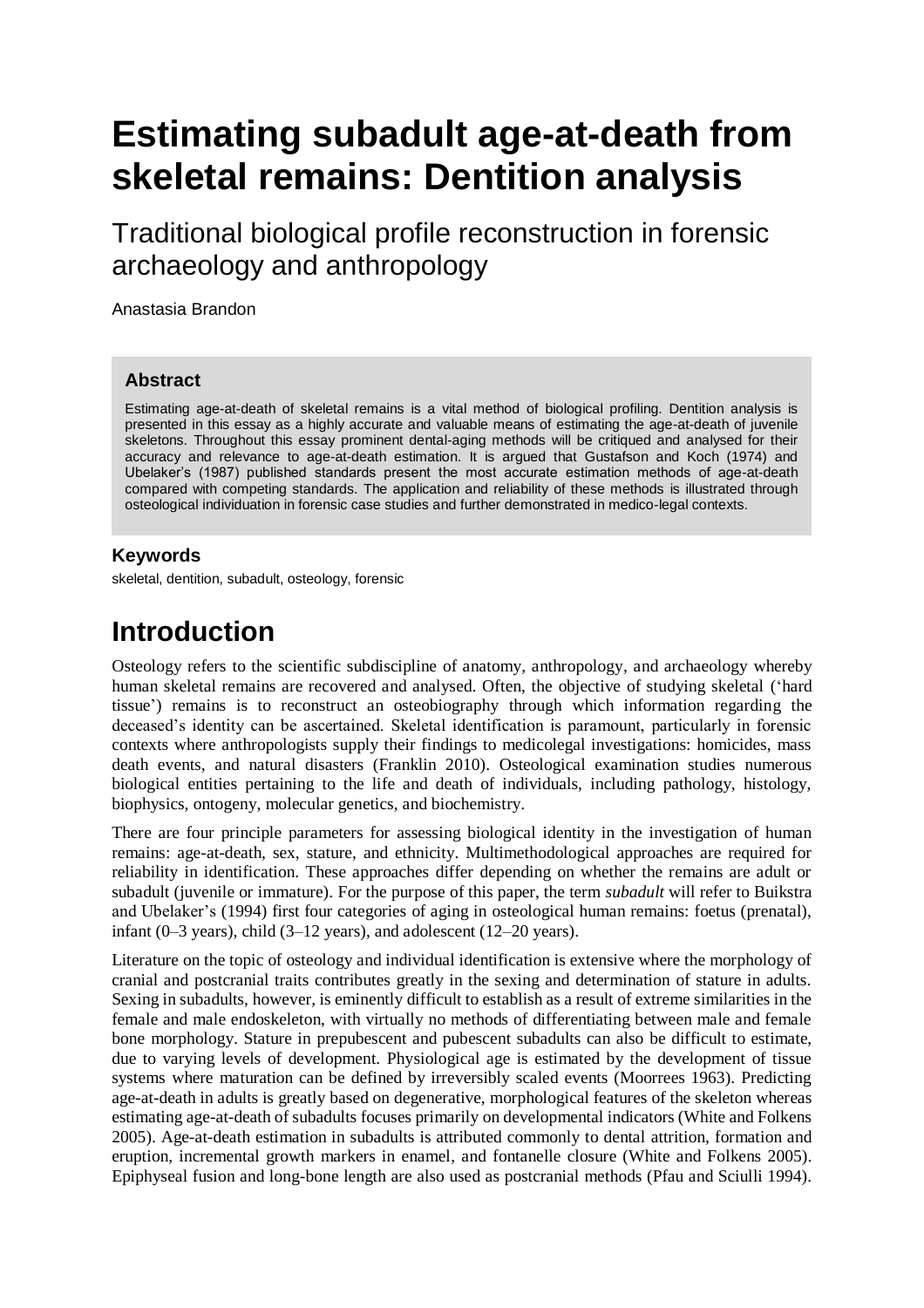# Estimating subadult age-at-death from skeletal remains: Dentition analysis

## Traditional biological profile reconstruction in forensic archaeology and anthropology

Anastasia Brandon

### Abstract

Estimating age-at-death of skeletal remains is a vital method of biological profiling. Dentition analysis is presented in this essay as a highly accurate and valuable means of estimating the age-at-death of juvenile skeletons. Throughout this essay prominent dental-aging methods will be critiqued and analysed for their accuracy and relevance to age-at-death estimation. It is argued that Gustafson and Koch (1974) and Ubelaker's (1987) published standards present the most accurate estimation methods of age-at-death compared with competing standards. The application and reliability of these methods is illustrated through osteological individuation in forensic case studies and further demonstrated in medico-legal contexts.

### Keywords

skeletal, dentition, subadult, osteology, forensic

# Introduction

Osteology refers to the scientific subdiscipline of anatomy, anthropology, and archaeology whereby human skeletal remains are recovered and analysed. Often, the objective of studying skeletal ('hard tissue') remains is to reconstruct an osteobiography through which information regarding the deceased's identity can be ascertained. Skeletal identification is paramount, particularly in forensic contexts where anthropologists supply their findings to medicolegal investigations: homicides, mass death events, and natural disasters (Franklin 2010). Osteological examination studies numerous biological entities pertaining to the life and death of individuals, including pathology, histology, biophysics, ontogeny, molecular genetics, and biochemistry.

There are four principle parameters for assessing biological identity in the investigation of human remains: age-at-death, sex, stature, and ethnicity. Multimethodological approaches are required for reliability in identification. These approaches differ depending on whether the remains are adult or subadult (juvenile or immature). For the purpose of this paper, the term *subadult* will refer to Buikstra and Ubelaker's (1994) first four categories of aging in osteological human remains: foetus (prenatal), infant (0–3 years), child (3–12 years), and adolescent (12–20 years).

Literature on the topic of osteology and individual identification is extensive where the morphology of cranial and postcranial traits contributes greatly in the sexing and determination of stature in adults. Sexing in subadults, however, is eminently difficult to establish as a result of extreme similarities in the female and male endoskeleton, with virtually no methods of differentiating between male and female bone morphology. Stature in prepubescent and pubescent subadults can also be difficult to estimate, due to varying levels of development. Physiological age is estimated by the development of tissue systems where maturation can be defined by irreversibly scaled events (Moorrees 1963). Predicting age-at-death in adults is greatly based on degenerative, morphological features of the skeleton whereas estimating age-at-death of subadults focuses primarily on developmental indicators (White and Folkens 2005). Age-at-death estimation in subadults is attributed commonly to dental attrition, formation and eruption, incremental growth markers in enamel, and fontanelle closure (White and Folkens 2005). Epiphyseal fusion and long-bone length are also used as postcranial methods (Pfau and Sciulli 1994).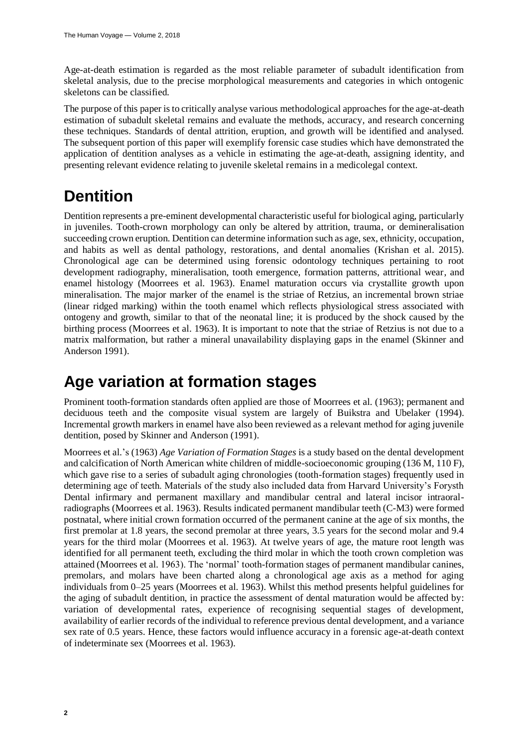Age-at-death estimation is regarded as the most reliable parameter of subadult identification from skeletal analysis, due to the precise morphological measurements and categories in which ontogenic skeletons can be classified.

The purpose of this paper is to critically analyse various methodological approaches for the age-at-death estimation of subadult skeletal remains and evaluate the methods, accuracy, and research concerning these techniques. Standards of dental attrition, eruption, and growth will be identified and analysed. The subsequent portion of this paper will exemplify forensic case studies which have demonstrated the application of dentition analyses as a vehicle in estimating the age-at-death, assigning identity, and presenting relevant evidence relating to juvenile skeletal remains in a medicolegal context.

# Dentition

Dentition represents a pre-eminent developmental characteristic useful for biological aging, particularly in juveniles. Tooth-crown morphology can only be altered by attrition, trauma, or demineralisation succeeding crown eruption. Dentition can determine information such as age, sex, ethnicity, occupation, and habits as well as dental pathology, restorations, and dental anomalies (Krishan et al. 2015). Chronological age can be determined using forensic odontology techniques pertaining to root development radiography, mineralisation, tooth emergence, formation patterns, attritional wear, and enamel histology (Moorrees et al. 1963). Enamel maturation occurs via crystallite growth upon mineralisation. The major marker of the enamel is the striae of Retzius, an incremental brown striae (linear ridged marking) within the tooth enamel which reflects physiological stress associated with ontogeny and growth, similar to that of the neonatal line; it is produced by the shock caused by the birthing process (Moorrees et al. 1963). It is important to note that the striae of Retzius is not due to a matrix malformation, but rather a mineral unavailability displaying gaps in the enamel (Skinner and Anderson 1991).

# Age variation at formation stages

Prominent tooth-formation standards often applied are those of Moorrees et al. (1963); permanent and deciduous teeth and the composite visual system are largely of Buikstra and Ubelaker (1994). Incremental growth markers in enamel have also been reviewed as a relevant method for aging juvenile dentition, posed by Skinner and Anderson (1991).

Moorrees et al.'s (1963) *Age Variation of Formation Stages* is a study based on the dental development and calcification of North American white children of middle-socioeconomic grouping (136 M, 110 F), which gave rise to a series of subadult aging chronologies (tooth-formation stages) frequently used in determining age of teeth. Materials of the study also included data from Harvard University's Forysth Dental infirmary and permanent maxillary and mandibular central and lateral incisor intraoral-radiographs (Moorrees et al. 1963). Results indicated permanent mandibular teeth (C-M3) were formed postnatal, where initial crown formation occurred of the permanent canine at the age of six months, the first premolar at 1.8 years, the second premolar at three years, 3.5 years for the second molar and 9.4 years for the third molar (Moorrees et al. 1963). At twelve years of age, the mature root length was identified for all permanent teeth, excluding the third molar in which the tooth crown completion was attained (Moorrees et al. 1963). The 'normal' tooth-formation stages of permanent mandibular canines, premolars, and molars have been charted along a chronological age axis as a method for aging individuals from 0–25 years (Moorrees et al. 1963). Whilst this method presents helpful guidelines for the aging of subadult dentition, in practice the assessment of dental maturation would be affected by: variation of developmental rates, experience of recognising sequential stages of development, availability of earlier records of the individual to reference previous dental development, and a variance sex rate of 0.5 years. Hence, these factors would influence accuracy in a forensic age-at-death context of indeterminate sex (Moorrees et al. 1963).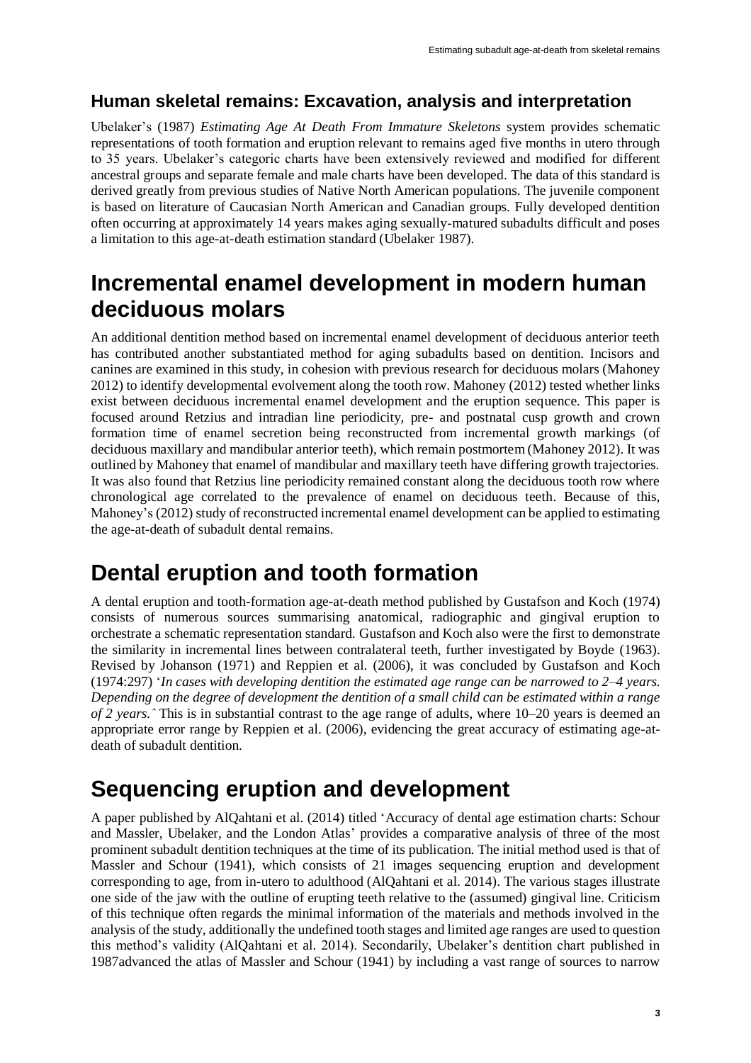### Human skeletal remains: Excavation, analysis and interpretation

Ubelaker's (1987) *Estimating Age At Death From Immature Skeletons* system provides schematic representations of tooth formation and eruption relevant to remains aged five months in utero through to 35 years. Ubelaker's categoric charts have been extensively reviewed and modified for different ancestral groups and separate female and male charts have been developed. The data of this standard is derived greatly from previous studies of Native North American populations. The juvenile component is based on literature of Caucasian North American and Canadian groups. Fully developed dentition often occurring at approximately 14 years makes aging sexually-matured subadults difficult and poses a limitation to this age-at-death estimation standard (Ubelaker 1987).

## Incremental enamel development in modern human deciduous molars

An additional dentition method based on incremental enamel development of deciduous anterior teeth has contributed another substantiated method for aging subadults based on dentition. Incisors and canines are examined in this study, in cohesion with previous research for deciduous molars (Mahoney 2012) to identify developmental evolvement along the tooth row. Mahoney (2012) tested whether links exist between deciduous incremental enamel development and the eruption sequence. This paper is focused around Retzius and intradian line periodicity, pre- and postnatal cusp growth and crown formation time of enamel secretion being reconstructed from incremental growth markings (of deciduous maxillary and mandibular anterior teeth), which remain postmortem (Mahoney 2012). It was outlined by Mahoney that enamel of mandibular and maxillary teeth have differing growth trajectories. It was also found that Retzius line periodicity remained constant along the deciduous tooth row where chronological age correlated to the prevalence of enamel on deciduous teeth. Because of this, Mahoney's (2012) study of reconstructed incremental enamel development can be applied to estimating the age-at-death of subadult dental remains.

## Dental eruption and tooth formation

A dental eruption and tooth-formation age-at-death method published by Gustafson and Koch (1974) consists of numerous sources summarising anatomical, radiographic and gingival eruption to orchestrate a schematic representation standard. Gustafson and Koch also were the first to demonstrate the similarity in incremental lines between contralateral teeth, further investigated by Boyde (1963). Revised by Johanson (1971) and Reppien et al. (2006), it was concluded by Gustafson and Koch (1974:297) '*In cases with developing dentition the estimated age range can be narrowed to 2–4 years. Depending on the degree of development the dentition of a small child can be estimated within a range of 2 years.*' This is in substantial contrast to the age range of adults, where 10–20 years is deemed an appropriate error range by Reppien et al. (2006), evidencing the great accuracy of estimating age-at-death of subadult dentition.

## Sequencing eruption and development

A paper published by AlQahtani et al. (2014) titled 'Accuracy of dental age estimation charts: Schour and Massler, Ubelaker, and the London Atlas' provides a comparative analysis of three of the most prominent subadult dentition techniques at the time of its publication. The initial method used is that of Massler and Schour (1941), which consists of 21 images sequencing eruption and development corresponding to age, from in-utero to adulthood (AlQahtani et al. 2014). The various stages illustrate one side of the jaw with the outline of erupting teeth relative to the (assumed) gingival line. Criticism of this technique often regards the minimal information of the materials and methods involved in the analysis of the study, additionally the undefined tooth stages and limited age ranges are used to question this method's validity (AlQahtani et al. 2014). Secondarily, Ubelaker's dentition chart published in 1987advanced the atlas of Massler and Schour (1941) by including a vast range of sources to narrow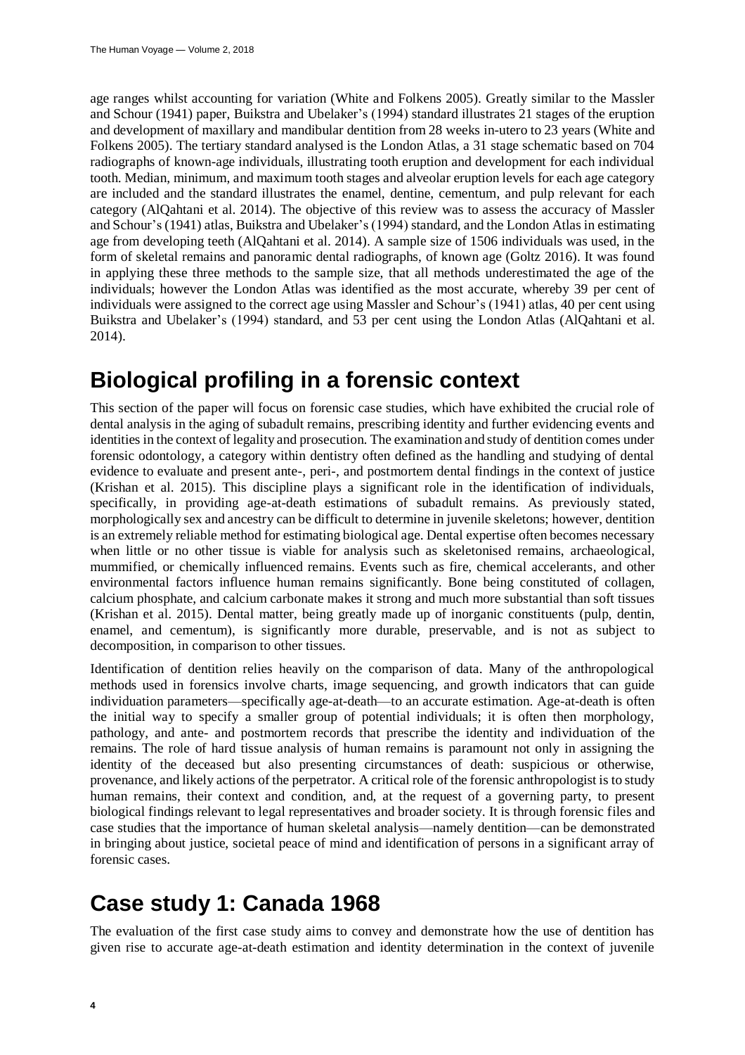age ranges whilst accounting for variation (White and Folkens 2005). Greatly similar to the Massler and Schour (1941) paper, Buikstra and Ubelaker's (1994) standard illustrates 21 stages of the eruption and development of maxillary and mandibular dentition from 28 weeks in-utero to 23 years (White and Folkens 2005). The tertiary standard analysed is the London Atlas, a 31 stage schematic based on 704 radiographs of known-age individuals, illustrating tooth eruption and development for each individual tooth. Median, minimum, and maximum tooth stages and alveolar eruption levels for each age category are included and the standard illustrates the enamel, dentine, cementum, and pulp relevant for each category (AlQahtani et al. 2014). The objective of this review was to assess the accuracy of Massler and Schour's (1941) atlas, Buikstra and Ubelaker's (1994) standard, and the London Atlas in estimating age from developing teeth (AlQahtani et al. 2014). A sample size of 1506 individuals was used, in the form of skeletal remains and panoramic dental radiographs, of known age (Goltz 2016). It was found in applying these three methods to the sample size, that all methods underestimated the age of the individuals; however the London Atlas was identified as the most accurate, whereby 39 per cent of individuals were assigned to the correct age using Massler and Schour's (1941) atlas, 40 per cent using Buikstra and Ubelaker's (1994) standard, and 53 per cent using the London Atlas (AlQahtani et al. 2014).

## Biological profiling in a forensic context

This section of the paper will focus on forensic case studies, which have exhibited the crucial role of dental analysis in the aging of subadult remains, prescribing identity and further evidencing events and identities in the context of legality and prosecution. The examination and study of dentition comes under forensic odontology, a category within dentistry often defined as the handling and studying of dental evidence to evaluate and present ante-, peri-, and postmortem dental findings in the context of justice (Krishan et al. 2015). This discipline plays a significant role in the identification of individuals, specifically, in providing age-at-death estimations of subadult remains. As previously stated, morphologically sex and ancestry can be difficult to determine in juvenile skeletons; however, dentition is an extremely reliable method for estimating biological age. Dental expertise often becomes necessary when little or no other tissue is viable for analysis such as skeletonised remains, archaeological, mummified, or chemically influenced remains. Events such as fire, chemical accelerants, and other environmental factors influence human remains significantly. Bone being constituted of collagen, calcium phosphate, and calcium carbonate makes it strong and much more substantial than soft tissues (Krishan et al. 2015). Dental matter, being greatly made up of inorganic constituents (pulp, dentin, enamel, and cementum), is significantly more durable, preservable, and is not as subject to decomposition, in comparison to other tissues.

Identification of dentition relies heavily on the comparison of data. Many of the anthropological methods used in forensics involve charts, image sequencing, and growth indicators that can guide individuation parameters—specifically age-at-death—to an accurate estimation. Age-at-death is often the initial way to specify a smaller group of potential individuals; it is often then morphology, pathology, and ante- and postmortem records that prescribe the identity and individuation of the remains. The role of hard tissue analysis of human remains is paramount not only in assigning the identity of the deceased but also presenting circumstances of death: suspicious or otherwise, provenance, and likely actions of the perpetrator. A critical role of the forensic anthropologist is to study human remains, their context and condition, and, at the request of a governing party, to present biological findings relevant to legal representatives and broader society. It is through forensic files and case studies that the importance of human skeletal analysis—namely dentition—can be demonstrated in bringing about justice, societal peace of mind and identification of persons in a significant array of forensic cases.

## Case study 1: Canada 1968

The evaluation of the first case study aims to convey and demonstrate how the use of dentition has given rise to accurate age-at-death estimation and identity determination in the context of juvenile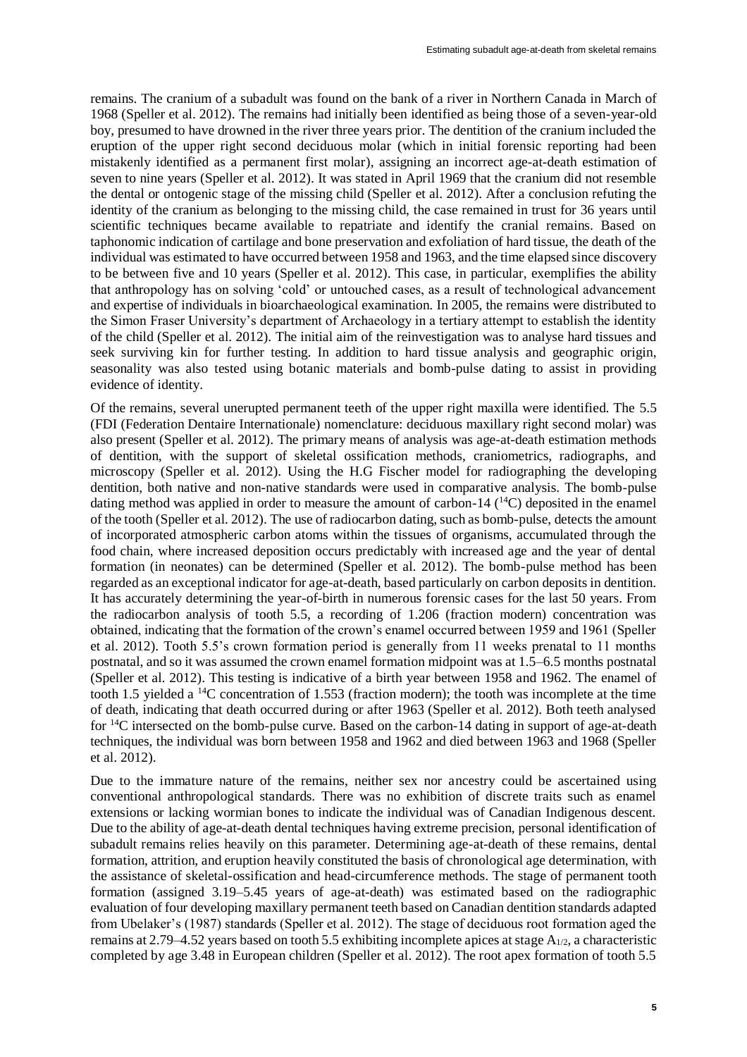remains. The cranium of a subadult was found on the bank of a river in Northern Canada in March of 1968 (Speller et al. 2012). The remains had initially been identified as being those of a seven-year-old boy, presumed to have drowned in the river three years prior. The dentition of the cranium included the eruption of the upper right second deciduous molar (which in initial forensic reporting had been mistakenly identified as a permanent first molar), assigning an incorrect age-at-death estimation of seven to nine years (Speller et al. 2012). It was stated in April 1969 that the cranium did not resemble the dental or ontogenic stage of the missing child (Speller et al. 2012). After a conclusion refuting the identity of the cranium as belonging to the missing child, the case remained in trust for 36 years until scientific techniques became available to repatriate and identify the cranial remains. Based on taphonomic indication of cartilage and bone preservation and exfoliation of hard tissue, the death of the individual was estimated to have occurred between 1958 and 1963, and the time elapsed since discovery to be between five and 10 years (Speller et al. 2012). This case, in particular, exemplifies the ability that anthropology has on solving 'cold' or untouched cases, as a result of technological advancement and expertise of individuals in bioarchaeological examination. In 2005, the remains were distributed to the Simon Fraser University's department of Archaeology in a tertiary attempt to establish the identity of the child (Speller et al. 2012). The initial aim of the reinvestigation was to analyse hard tissues and seek surviving kin for further testing. In addition to hard tissue analysis and geographic origin, seasonality was also tested using botanic materials and bomb-pulse dating to assist in providing evidence of identity.

Of the remains, several unerupted permanent teeth of the upper right maxilla were identified. The 5.5 (FDI (Federation Dentaire Internationale) nomenclature: deciduous maxillary right second molar) was also present (Speller et al. 2012). The primary means of analysis was age-at-death estimation methods of dentition, with the support of skeletal ossification methods, craniometrics, radiographs, and microscopy (Speller et al. 2012). Using the H.G Fischer model for radiographing the developing dentition, both native and non-native standards were used in comparative analysis. The bomb-pulse dating method was applied in order to measure the amount of carbon-14 ($^{14}C$) deposited in the enamel of the tooth (Speller et al. 2012). The use of radiocarbon dating, such as bomb-pulse, detects the amount of incorporated atmospheric carbon atoms within the tissues of organisms, accumulated through the food chain, where increased deposition occurs predictably with increased age and the year of dental formation (in neonates) can be determined (Speller et al. 2012). The bomb-pulse method has been regarded as an exceptional indicator for age-at-death, based particularly on carbon deposits in dentition. It has accurately determining the year-of-birth in numerous forensic cases for the last 50 years. From the radiocarbon analysis of tooth 5.5, a recording of 1.206 (fraction modern) concentration was obtained, indicating that the formation of the crown's enamel occurred between 1959 and 1961 (Speller et al. 2012). Tooth 5.5's crown formation period is generally from 11 weeks prenatal to 11 months postnatal, and so it was assumed the crown enamel formation midpoint was at 1.5–6.5 months postnatal (Speller et al. 2012). This testing is indicative of a birth year between 1958 and 1962. The enamel of tooth 1.5 yielded a $^{14}C$ concentration of 1.553 (fraction modern); the tooth was incomplete at the time of death, indicating that death occurred during or after 1963 (Speller et al. 2012). Both teeth analysed for $^{14}C$ intersected on the bomb-pulse curve. Based on the carbon-14 dating in support of age-at-death techniques, the individual was born between 1958 and 1962 and died between 1963 and 1968 (Speller et al. 2012).

Due to the immature nature of the remains, neither sex nor ancestry could be ascertained using conventional anthropological standards. There was no exhibition of discrete traits such as enamel extensions or lacking wormian bones to indicate the individual was of Canadian Indigenous descent. Due to the ability of age-at-death dental techniques having extreme precision, personal identification of subadult remains relies heavily on this parameter. Determining age-at-death of these remains, dental formation, attrition, and eruption heavily constituted the basis of chronological age determination, with the assistance of skeletal-ossification and head-circumference methods. The stage of permanent tooth formation (assigned 3.19–5.45 years of age-at-death) was estimated based on the radiographic evaluation of four developing maxillary permanent teeth based on Canadian dentition standards adapted from Ubelaker's (1987) standards (Speller et al. 2012). The stage of deciduous root formation aged the remains at 2.79–4.52 years based on tooth 5.5 exhibiting incomplete apices at stage $A_{1/2}$, a characteristic completed by age 3.48 in European children (Speller et al. 2012). The root apex formation of tooth 5.5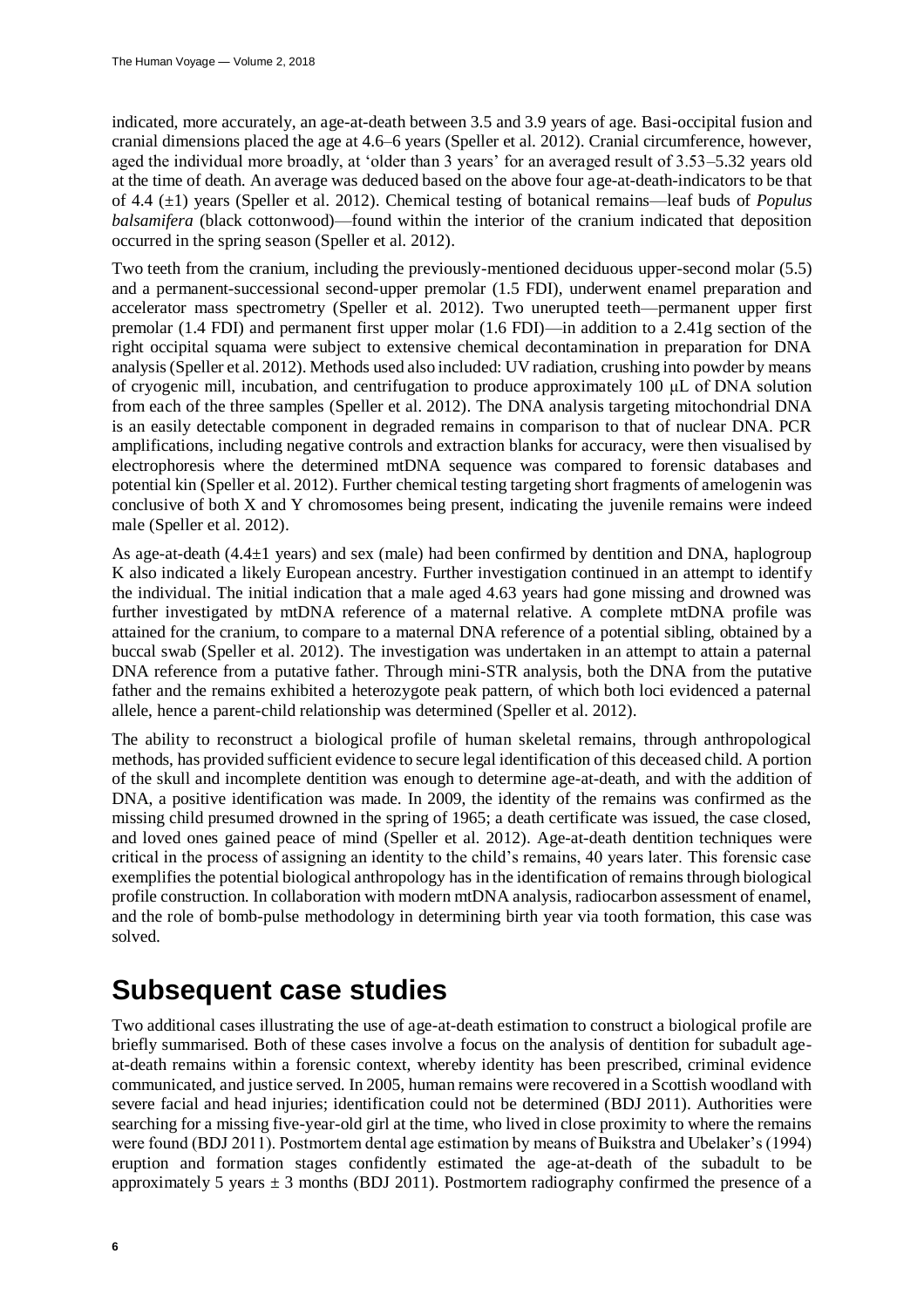indicated, more accurately, an age-at-death between 3.5 and 3.9 years of age. Basi-occipital fusion and cranial dimensions placed the age at 4.6–6 years (Speller et al. 2012). Cranial circumference, however, aged the individual more broadly, at 'older than 3 years' for an averaged result of 3.53–5.32 years old at the time of death. An average was deduced based on the above four age-at-death-indicators to be that of 4.4 (±1) years (Speller et al. 2012). Chemical testing of botanical remains—leaf buds of *Populus balsamifera* (black cottonwood)—found within the interior of the cranium indicated that deposition occurred in the spring season (Speller et al. 2012).

Two teeth from the cranium, including the previously-mentioned deciduous upper-second molar (5.5) and a permanent-successional second-upper premolar (1.5 FDI), underwent enamel preparation and accelerator mass spectrometry (Speller et al. 2012). Two unerupted teeth—permanent upper first premolar (1.4 FDI) and permanent first upper molar (1.6 FDI)—in addition to a 2.41g section of the right occipital squama were subject to extensive chemical decontamination in preparation for DNA analysis (Speller et al. 2012). Methods used also included: UV radiation, crushing into powder by means of cryogenic mill, incubation, and centrifugation to produce approximately 100 μL of DNA solution from each of the three samples (Speller et al. 2012). The DNA analysis targeting mitochondrial DNA is an easily detectable component in degraded remains in comparison to that of nuclear DNA. PCR amplifications, including negative controls and extraction blanks for accuracy, were then visualised by electrophoresis where the determined mtDNA sequence was compared to forensic databases and potential kin (Speller et al. 2012). Further chemical testing targeting short fragments of amelogenin was conclusive of both X and Y chromosomes being present, indicating the juvenile remains were indeed male (Speller et al. 2012).

As age-at-death (4.4±1 years) and sex (male) had been confirmed by dentition and DNA, haplogroup K also indicated a likely European ancestry. Further investigation continued in an attempt to identify the individual. The initial indication that a male aged 4.63 years had gone missing and drowned was further investigated by mtDNA reference of a maternal relative. A complete mtDNA profile was attained for the cranium, to compare to a maternal DNA reference of a potential sibling, obtained by a buccal swab (Speller et al. 2012). The investigation was undertaken in an attempt to attain a paternal DNA reference from a putative father. Through mini-STR analysis, both the DNA from the putative father and the remains exhibited a heterozygote peak pattern, of which both loci evidenced a paternal allele, hence a parent-child relationship was determined (Speller et al. 2012).

The ability to reconstruct a biological profile of human skeletal remains, through anthropological methods, has provided sufficient evidence to secure legal identification of this deceased child. A portion of the skull and incomplete dentition was enough to determine age-at-death, and with the addition of DNA, a positive identification was made. In 2009, the identity of the remains was confirmed as the missing child presumed drowned in the spring of 1965; a death certificate was issued, the case closed, and loved ones gained peace of mind (Speller et al. 2012). Age-at-death dentition techniques were critical in the process of assigning an identity to the child's remains, 40 years later. This forensic case exemplifies the potential biological anthropology has in the identification of remains through biological profile construction. In collaboration with modern mtDNA analysis, radiocarbon assessment of enamel, and the role of bomb-pulse methodology in determining birth year via tooth formation, this case was solved.

# Subsequent case studies

Two additional cases illustrating the use of age-at-death estimation to construct a biological profile are briefly summarised. Both of these cases involve a focus on the analysis of dentition for subadult age-at-death remains within a forensic context, whereby identity has been prescribed, criminal evidence communicated, and justice served. In 2005, human remains were recovered in a Scottish woodland with severe facial and head injuries; identification could not be determined (BDJ 2011). Authorities were searching for a missing five-year-old girl at the time, who lived in close proximity to where the remains were found (BDJ 2011). Postmortem dental age estimation by means of Buikstra and Ubelaker's (1994) eruption and formation stages confidently estimated the age-at-death of the subadult to be approximately 5 years ± 3 months (BDJ 2011). Postmortem radiography confirmed the presence of a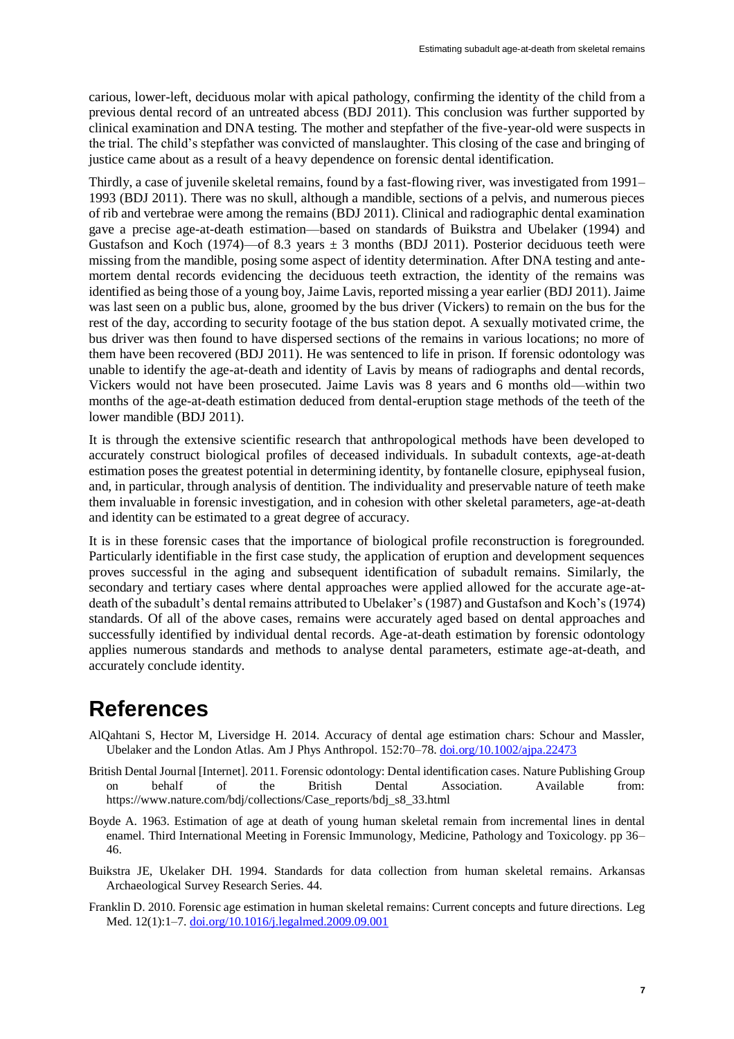carious, lower-left, deciduous molar with apical pathology, confirming the identity of the child from a previous dental record of an untreated abcess (BDJ 2011). This conclusion was further supported by clinical examination and DNA testing. The mother and stepfather of the five-year-old were suspects in the trial. The child's stepfather was convicted of manslaughter. This closing of the case and bringing of justice came about as a result of a heavy dependence on forensic dental identification.

Thirdly, a case of juvenile skeletal remains, found by a fast-flowing river, was investigated from 1991–1993 (BDJ 2011). There was no skull, although a mandible, sections of a pelvis, and numerous pieces of rib and vertebrae were among the remains (BDJ 2011). Clinical and radiographic dental examination gave a precise age-at-death estimation—based on standards of Buikstra and Ubelaker (1994) and Gustafson and Koch (1974)—of 8.3 years ± 3 months (BDJ 2011). Posterior deciduous teeth were missing from the mandible, posing some aspect of identity determination. After DNA testing and ante-mortem dental records evidencing the deciduous teeth extraction, the identity of the remains was identified as being those of a young boy, Jaime Lavis, reported missing a year earlier (BDJ 2011). Jaime was last seen on a public bus, alone, groomed by the bus driver (Vickers) to remain on the bus for the rest of the day, according to security footage of the bus station depot. A sexually motivated crime, the bus driver was then found to have dispersed sections of the remains in various locations; no more of them have been recovered (BDJ 2011). He was sentenced to life in prison. If forensic odontology was unable to identify the age-at-death and identity of Lavis by means of radiographs and dental records, Vickers would not have been prosecuted. Jaime Lavis was 8 years and 6 months old—within two months of the age-at-death estimation deduced from dental-eruption stage methods of the teeth of the lower mandible (BDJ 2011).

It is through the extensive scientific research that anthropological methods have been developed to accurately construct biological profiles of deceased individuals. In subadult contexts, age-at-death estimation poses the greatest potential in determining identity, by fontanelle closure, epiphyseal fusion, and, in particular, through analysis of dentition. The individuality and preservable nature of teeth make them invaluable in forensic investigation, and in cohesion with other skeletal parameters, age-at-death and identity can be estimated to a great degree of accuracy.

It is in these forensic cases that the importance of biological profile reconstruction is foregrounded. Particularly identifiable in the first case study, the application of eruption and development sequences proves successful in the aging and subsequent identification of subadult remains. Similarly, the secondary and tertiary cases where dental approaches were applied allowed for the accurate age-at-death of the subadult's dental remains attributed to Ubelaker's (1987) and Gustafson and Koch's (1974) standards. Of all of the above cases, remains were accurately aged based on dental approaches and successfully identified by individual dental records. Age-at-death estimation by forensic odontology applies numerous standards and methods to analyse dental parameters, estimate age-at-death, and accurately conclude identity.

# References

AlQahtani S, Hector M, Liversidge H. 2014. Accuracy of dental age estimation chars: Schour and Massler, Ubelaker and the London Atlas. Am J Phys Anthropol. 152:70–78. doi.org/10.1002/ajpa.22473

British Dental Journal [Internet]. 2011. Forensic odontology: Dental identification cases. Nature Publishing Group on behalf of the British Dental Association. Available from: https://www.nature.com/bdj/collections/Case_reports/bdj_s8_33.html

Boyde A. 1963. Estimation of age at death of young human skeletal remain from incremental lines in dental enamel. Third International Meeting in Forensic Immunology, Medicine, Pathology and Toxicology. pp 36–46.

Buikstra JE, Ukelaker DH. 1994. Standards for data collection from human skeletal remains. Arkansas Archaeological Survey Research Series. 44.

Franklin D. 2010. Forensic age estimation in human skeletal remains: Current concepts and future directions. Leg Med. 12(1):1–7. doi.org/10.1016/j.legalmed.2009.09.001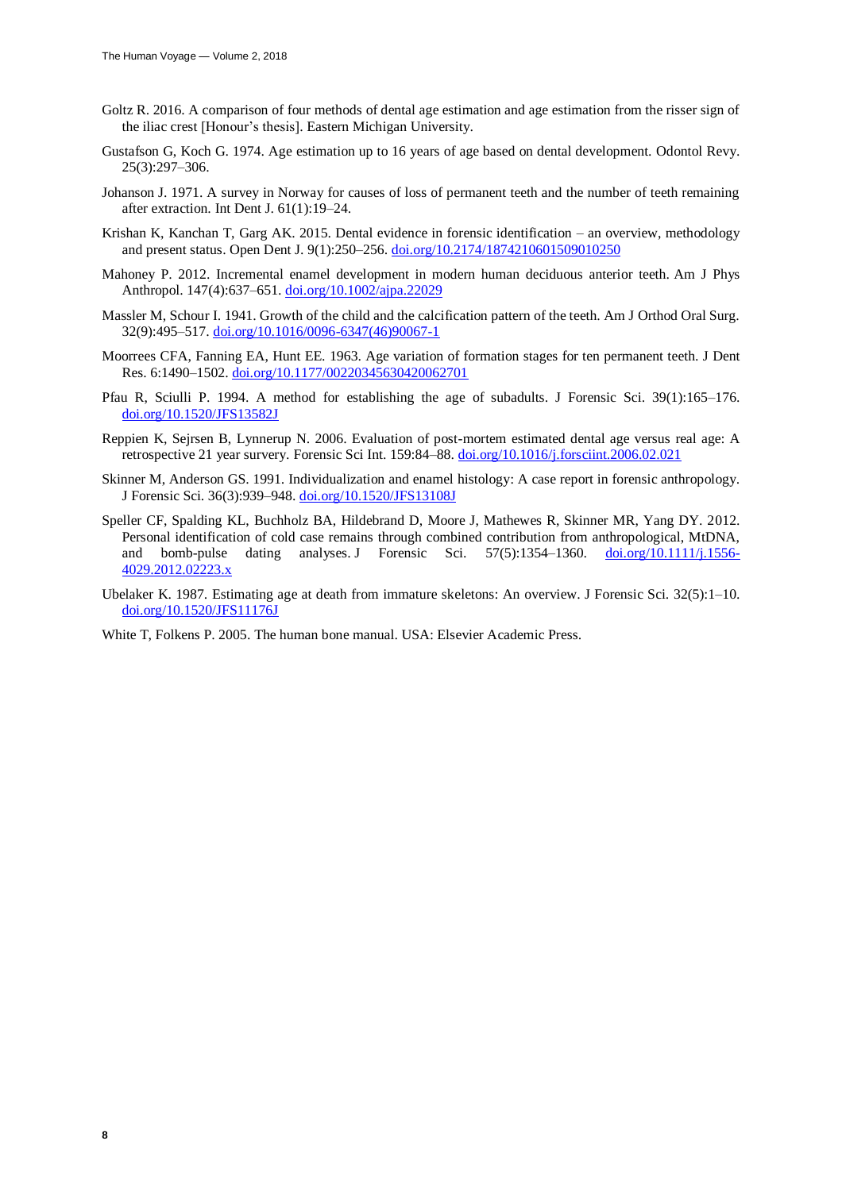Goltz R. 2016. A comparison of four methods of dental age estimation and age estimation from the risser sign of the iliac crest [Honour's thesis]. Eastern Michigan University.

Gustafson G, Koch G. 1974. Age estimation up to 16 years of age based on dental development. Odontol Revy. 25(3):297–306.

Johanson J. 1971. A survey in Norway for causes of loss of permanent teeth and the number of teeth remaining after extraction. Int Dent J. 61(1):19–24.

Krishan K, Kanchan T, Garg AK. 2015. Dental evidence in forensic identification – an overview, methodology and present status. Open Dent J. 9(1):250–256. doi.org/10.2174/1874210601509010250

Mahoney P. 2012. Incremental enamel development in modern human deciduous anterior teeth. Am J Phys Anthropol. 147(4):637–651. doi.org/10.1002/ajpa.22029

Massler M, Schour I. 1941. Growth of the child and the calcification pattern of the teeth. Am J Orthod Oral Surg. 32(9):495–517. doi.org/10.1016/0096-6347(46)90067-1

Moorrees CFA, Fanning EA, Hunt EE. 1963. Age variation of formation stages for ten permanent teeth. J Dent Res. 6:1490–1502. doi.org/10.1177/00220345630420062701

Pfau R, Sciulli P. 1994. A method for establishing the age of subadults. J Forensic Sci. 39(1):165–176. doi.org/10.1520/JFS13582J

Reppien K, Sejrsen B, Lynnerup N. 2006. Evaluation of post-mortem estimated dental age versus real age: A retrospective 21 year survery. Forensic Sci Int. 159:84–88. doi.org/10.1016/j.forsciint.2006.02.021

Skinner M, Anderson GS. 1991. Individualization and enamel histology: A case report in forensic anthropology. J Forensic Sci. 36(3):939–948. doi.org/10.1520/JFS13108J

Speller CF, Spalding KL, Buchholz BA, Hildebrand D, Moore J, Mathewes R, Skinner MR, Yang DY. 2012. Personal identification of cold case remains through combined contribution from anthropological, MtDNA, and bomb-pulse dating analyses. J Forensic Sci. 57(5):1354–1360. doi.org/10.1111/j.1556-4029.2012.02223.x

Ubelaker K. 1987. Estimating age at death from immature skeletons: An overview. J Forensic Sci. 32(5):1–10. doi.org/10.1520/JFS11176J

White T, Folkens P. 2005. The human bone manual. USA: Elsevier Academic Press.